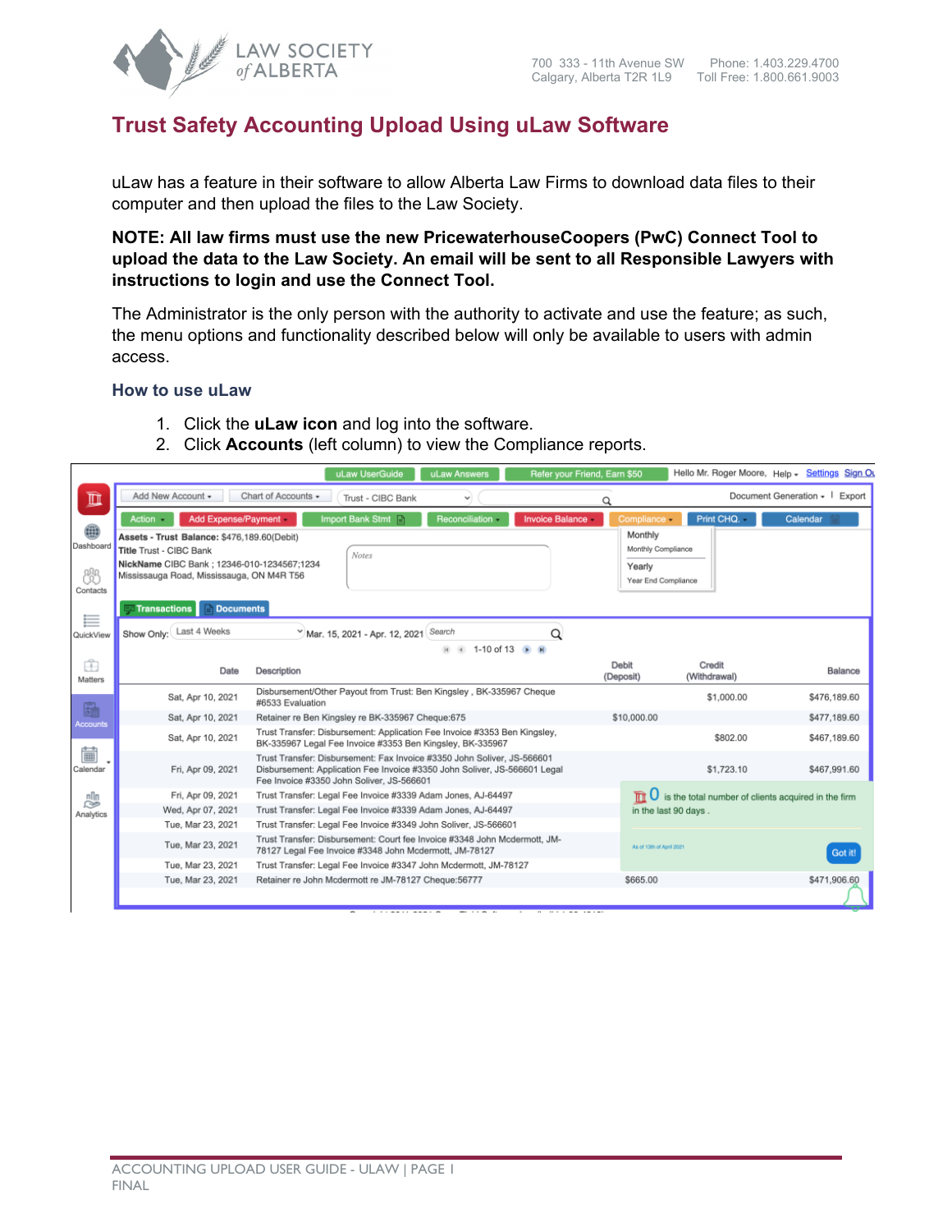# Trust Safety Accounting Upload Using uLaw Software

uLaw has a feature in their software to allow Alberta Law Firms to download data files to their computer and then upload the files to the Law Society.

**NOTE: All law firms must use the new PricewaterhouseCoopers (PwC) Connect Tool to upload the data to the Law Society. An email will be sent to all Responsible Lawyers with instructions to login and use the Connect Tool.**

The Administrator is the only person with the authority to activate and use the feature; as such, the menu options and functionality described below will only be available to users with admin access.

## How to use uLaw

1. Click the **uLaw icon** and log into the software.
2. Click **Accounts** (left column) to view the Compliance reports.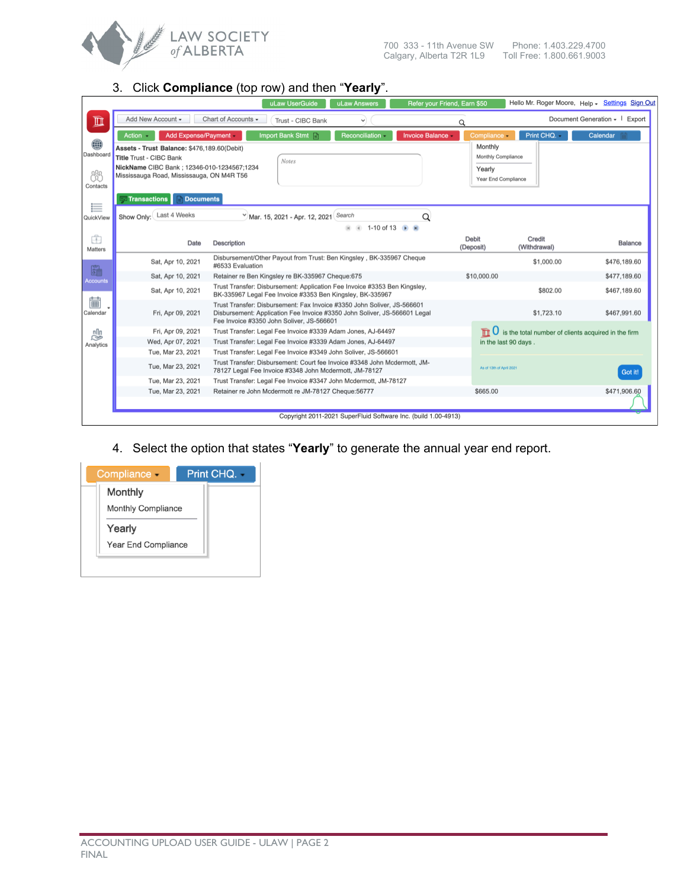3. Click **Compliance** (top row) and then "**Yearly**".

4. Select the option that states "**Yearly**" to generate the annual year end report.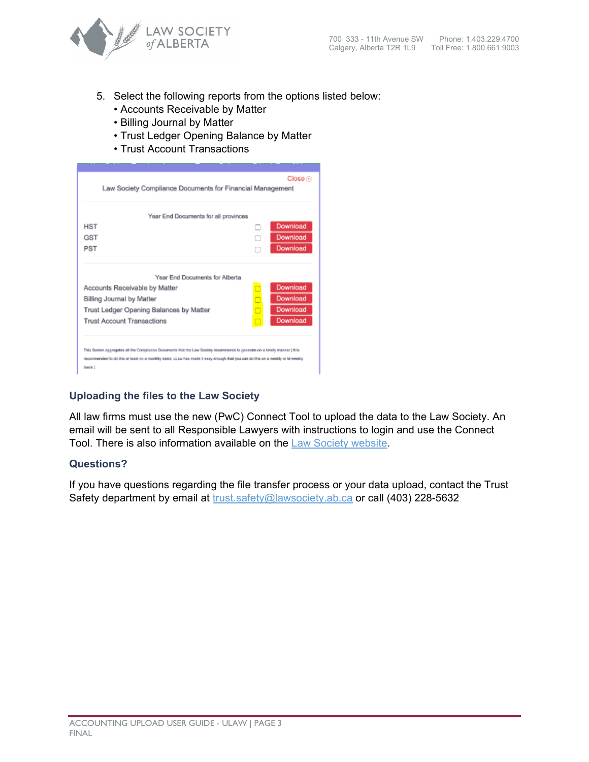5. Select the following reports from the options listed below:
   - Accounts Receivable by Matter
   - Billing Journal by Matter
   - Trust Ledger Opening Balance by Matter
   - Trust Account Transactions

Close

Law Society Compliance Documents for Financial Management

Year End Documents for all provinces

| | | |
|---|---|---|
| HST | ☐ | Download |
| GST | ☐ | Download |
| PST | ☐ | Download |

Year End Documents for Alberta

| | | |
|---|---|---|
| Accounts Receivable by Matter | ☐ | Download |
| Billing Journal by Matter | ☐ | Download |
| Trust Ledger Opening Balances by Matter | ☐ | Download |
| Trust Account Transactions | ☐ | Download |

This Screen aggregates all the Compliance Documents that the Law Society recommends to generate on a timely manner ( It is recommended to do this at least on a monthly basis; uLaw has made it easy enough that you can do this on a weekly or bi-weekly basis )

### Uploading the files to the Law Society

All law firms must use the new (PwC) Connect Tool to upload the data to the Law Society. An email will be sent to all Responsible Lawyers with instructions to login and use the Connect Tool. There is also information available on the Law Society website.

### Questions?

If you have questions regarding the file transfer process or your data upload, contact the Trust Safety department by email at trust.safety@lawsociety.ab.ca or call (403) 228-5632